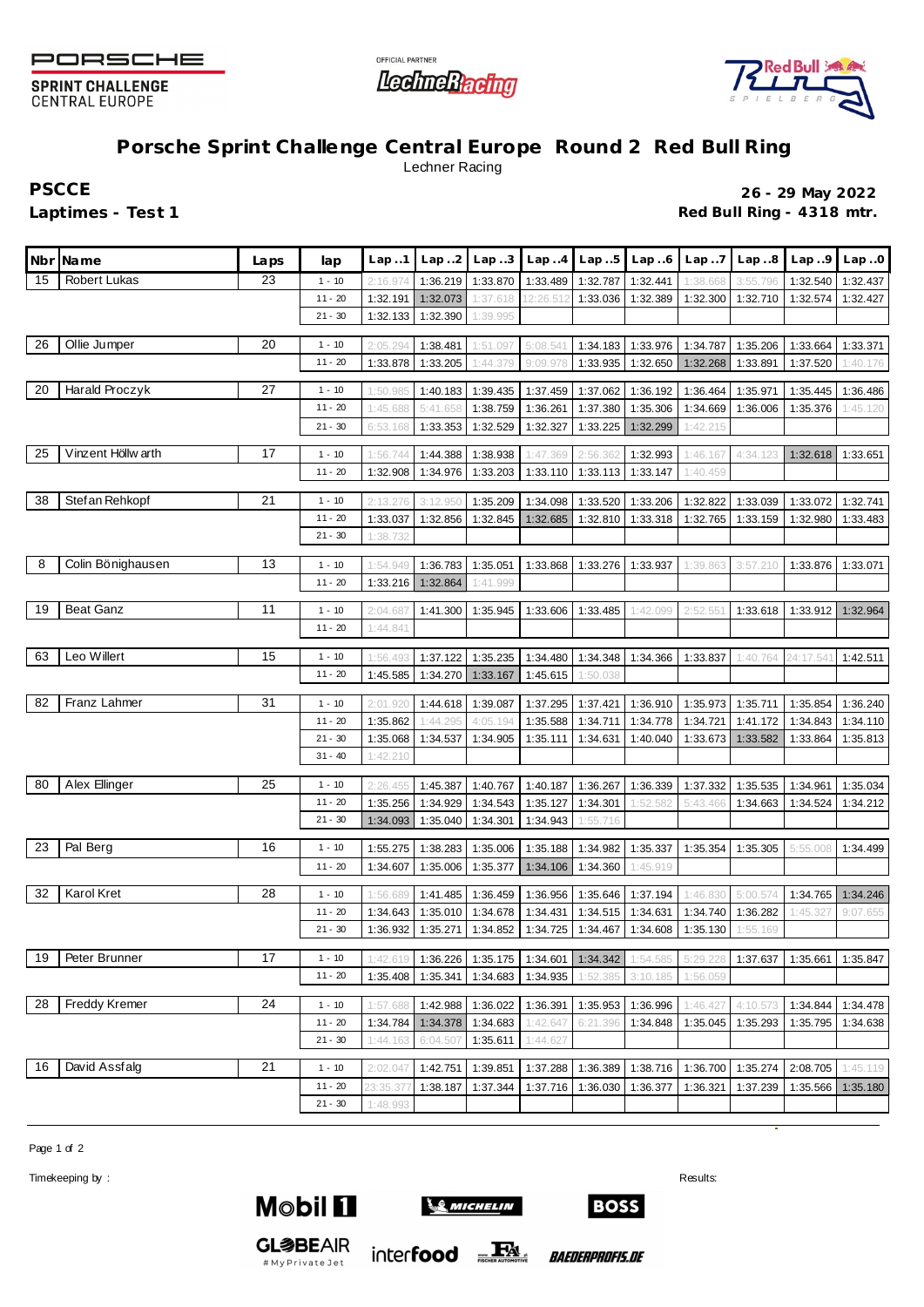PORSCHE SPRINT CHALLENGE CENTRAL EUROPE

OFFICIAL PARTNER

# Porsche Sprint Challenge Central Europe Round 2 Red Bull Ring

Lechner Racing

**PSCCE**

**Laptimes - Test 1**

**26 - 29 May 2022**

**Red Bull Ring - 4318 mtr.**

| Nbr | Name | Laps | lap | Lap..1 | Lap..2 | Lap..3 | Lap..4 | Lap..5 | Lap..6 | Lap..7 | Lap..8 | Lap..9 | Lap..0 |
|---|---|---|---|---|---|---|---|---|---|---|---|---|---|
| 15 | Robert Lukas | 23 | 1 - 10 | 2:16.974 | 1:36.219 | 1:33.870 | 1:33.489 | 1:32.787 | 1:32.441 | 1:38.668 | 3:55.796 | 1:32.540 | 1:32.437 |
| | | | 11 - 20 | 1:32.191 | 1:32.073 | 1:37.618 | 12:26.512 | 1:33.036 | 1:32.389 | 1:32.300 | 1:32.710 | 1:32.574 | 1:32.427 |
| | | | 21 - 30 | 1:32.133 | 1:32.390 | 1:39.995 | | | | | | | |
| 26 | Ollie Jumper | 20 | 1 - 10 | 2:05.294 | 1:38.481 | 1:51.097 | 5:08.541 | 1:34.183 | 1:33.976 | 1:34.787 | 1:35.206 | 1:33.664 | 1:33.371 |
| | | | 11 - 20 | 1:33.878 | 1:33.205 | 1:44.379 | 9:09.978 | 1:33.935 | 1:32.650 | 1:32.268 | 1:33.891 | 1:37.520 | 1:40.176 |
| 20 | Harald Proczyk | 27 | 1 - 10 | 1:50.985 | 1:40.183 | 1:39.435 | 1:37.459 | 1:37.062 | 1:36.192 | 1:36.464 | 1:35.971 | 1:35.445 | 1:36.486 |
| | | | 11 - 20 | 1:45.688 | 5:41.658 | 1:38.759 | 1:36.261 | 1:37.380 | 1:35.306 | 1:34.669 | 1:36.006 | 1:35.376 | 1:45.120 |
| | | | 21 - 30 | 6:53.168 | 1:33.353 | 1:32.529 | 1:32.327 | 1:33.225 | 1:32.299 | 1:42.215 | | | |
| 25 | Vinzent Höllwarth | 17 | 1 - 10 | 1:56.744 | 1:44.388 | 1:38.938 | 1:47.369 | 2:56.362 | 1:32.993 | 1:46.167 | 4:34.123 | 1:32.618 | 1:33.651 |
| | | | 11 - 20 | 1:32.908 | 1:34.976 | 1:33.203 | 1:33.110 | 1:33.113 | 1:33.147 | 1:40.459 | | | |
| 38 | Stefan Rehkopf | 21 | 1 - 10 | 2:13.276 | 3:12.950 | 1:35.209 | 1:34.098 | 1:33.520 | 1:33.206 | 1:32.822 | 1:33.039 | 1:33.072 | 1:32.741 |
| | | | 11 - 20 | 1:33.037 | 1:32.856 | 1:32.845 | 1:32.685 | 1:32.810 | 1:33.318 | 1:32.765 | 1:33.159 | 1:32.980 | 1:33.483 |
| | | | 21 - 30 | 1:38.732 | | | | | | | | | |
| 8 | Colin Bönighausen | 13 | 1 - 10 | 1:54.949 | 1:36.783 | 1:35.051 | 1:33.868 | 1:33.276 | 1:33.937 | 1:39.863 | 3:57.210 | 1:33.876 | 1:33.071 |
| | | | 11 - 20 | 1:33.216 | 1:32.864 | 1:41.999 | | | | | | | |
| 19 | Beat Ganz | 11 | 1 - 10 | 2:04.687 | 1:41.300 | 1:35.945 | 1:33.606 | 1:33.485 | 1:42.099 | 2:52.551 | 1:33.618 | 1:33.912 | 1:32.964 |
| | | | 11 - 20 | 1:44.841 | | | | | | | | | |
| 63 | Leo Willert | 15 | 1 - 10 | 1:56.493 | 1:37.122 | 1:35.235 | 1:34.480 | 1:34.348 | 1:34.366 | 1:33.837 | 1:40.764 | 24:17.541 | 1:42.511 |
| | | | 11 - 20 | 1:45.585 | 1:34.270 | 1:33.167 | 1:45.615 | 1:50.038 | | | | | |
| 82 | Franz Lahmer | 31 | 1 - 10 | 2:01.920 | 1:44.618 | 1:39.087 | 1:37.295 | 1:37.421 | 1:36.910 | 1:35.973 | 1:35.711 | 1:35.854 | 1:36.240 |
| | | | 11 - 20 | 1:35.862 | 1:44.295 | 4:05.194 | 1:35.588 | 1:34.711 | 1:34.778 | 1:34.721 | 1:41.172 | 1:34.843 | 1:34.110 |
| | | | 21 - 30 | 1:35.068 | 1:34.537 | 1:34.905 | 1:35.111 | 1:34.631 | 1:40.040 | 1:33.673 | 1:33.582 | 1:33.864 | 1:35.813 |
| | | | 31 - 40 | 1:42.210 | | | | | | | | | |
| 80 | Alex Ellinger | 25 | 1 - 10 | 2:26.455 | 1:45.387 | 1:40.767 | 1:40.187 | 1:36.267 | 1:36.339 | 1:37.332 | 1:35.535 | 1:34.961 | 1:35.034 |
| | | | 11 - 20 | 1:35.256 | 1:34.929 | 1:34.543 | 1:35.127 | 1:34.301 | 1:52.582 | 5:43.466 | 1:34.663 | 1:34.524 | 1:34.212 |
| | | | 21 - 30 | 1:34.093 | 1:35.040 | 1:34.301 | 1:34.943 | 1:55.716 | | | | | |
| 23 | Pal Berg | 16 | 1 - 10 | 1:55.275 | 1:38.283 | 1:35.006 | 1:35.188 | 1:34.982 | 1:35.337 | 1:35.354 | 1:35.305 | 5:55.008 | 1:34.499 |
| | | | 11 - 20 | 1:34.607 | 1:35.006 | 1:35.377 | 1:34.106 | 1:34.360 | 1:45.919 | | | | |
| 32 | Karol Kret | 28 | 1 - 10 | 1:56.689 | 1:41.485 | 1:36.459 | 1:36.956 | 1:35.646 | 1:37.194 | 1:46.830 | 5:00.574 | 1:34.765 | 1:34.246 |
| | | | 11 - 20 | 1:34.643 | 1:35.010 | 1:34.678 | 1:34.431 | 1:34.515 | 1:34.631 | 1:34.740 | 1:36.282 | 1:45.327 | 9:07.655 |
| | | | 21 - 30 | 1:36.932 | 1:35.271 | 1:34.852 | 1:34.725 | 1:34.467 | 1:34.608 | 1:35.130 | 1:55.169 | | |
| 19 | Peter Brunner | 17 | 1 - 10 | 1:42.619 | 1:36.226 | 1:35.175 | 1:34.601 | 1:34.342 | 1:54.585 | 5:29.228 | 1:37.637 | 1:35.661 | 1:35.847 |
| | | | 11 - 20 | 1:35.408 | 1:35.341 | 1:34.683 | 1:34.935 | 1:52.385 | 3:10.185 | 1:56.059 | | | |
| 28 | Freddy Kremer | 24 | 1 - 10 | 1:57.688 | 1:42.988 | 1:36.022 | 1:36.391 | 1:35.953 | 1:36.996 | 1:46.427 | 4:10.573 | 1:34.844 | 1:34.478 |
| | | | 11 - 20 | 1:34.784 | 1:34.378 | 1:34.683 | 1:42.647 | 6:21.396 | 1:34.848 | 1:35.045 | 1:35.293 | 1:35.795 | 1:34.638 |
| | | | 21 - 30 | 1:44.163 | 6:04.507 | 1:35.611 | 1:44.627 | | | | | | |
| 16 | David Assfalg | 21 | 1 - 10 | 2:02.047 | 1:42.751 | 1:39.851 | 1:37.288 | 1:36.389 | 1:38.716 | 1:36.700 | 1:35.274 | 2:08.705 | 1:45.119 |
| | | | 11 - 20 | 23:35.377 | 1:38.187 | 1:37.344 | 1:37.716 | 1:36.030 | 1:36.377 | 1:36.321 | 1:37.239 | 1:35.566 | 1:35.180 |
| | | | 21 - 30 | 1:48.993 | | | | | | | | | |

Timekeeping by :

Results: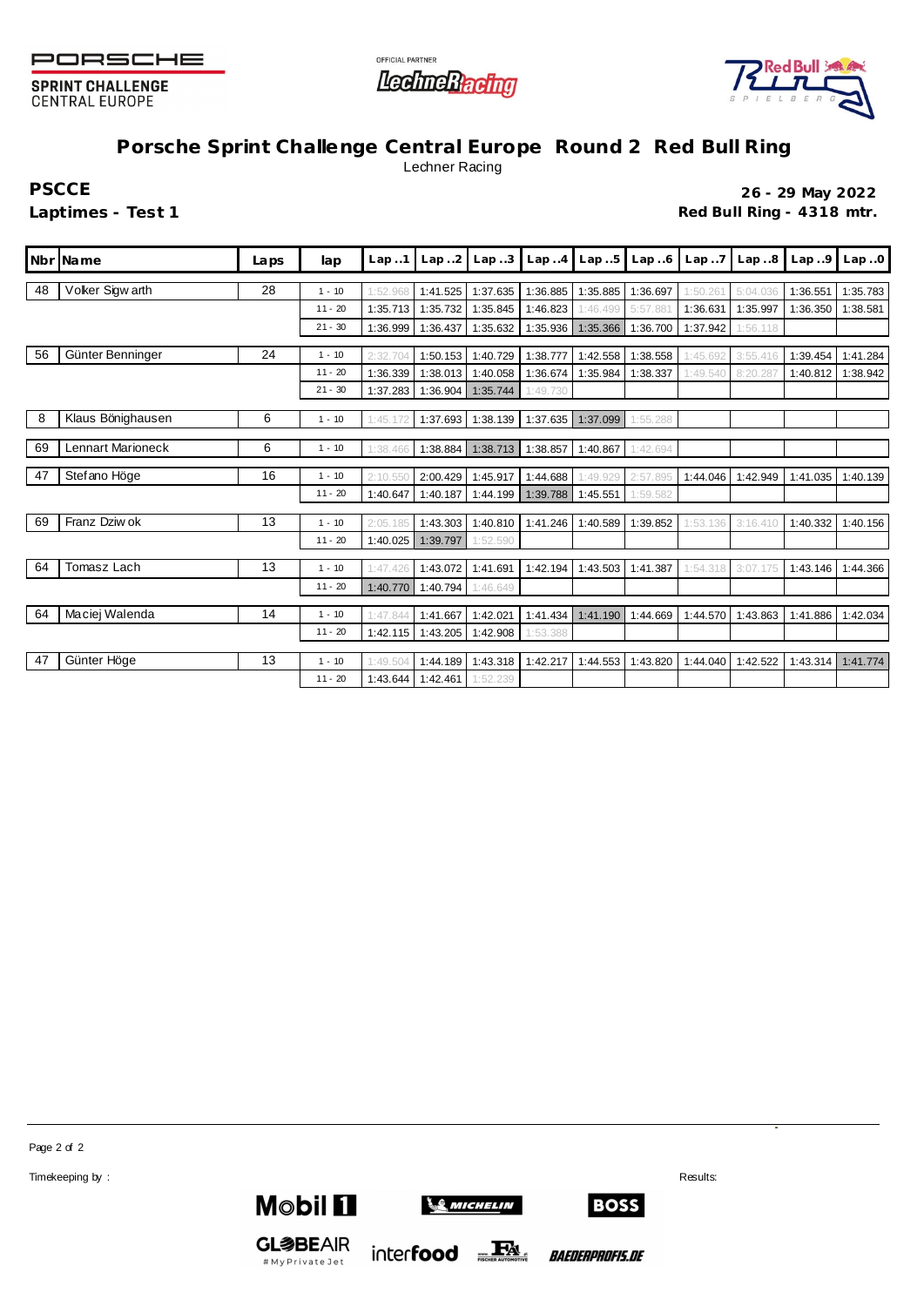# Porsche Sprint Challenge Central Europe Round 2 Red Bull Ring

Lechner Racing

**PSCCE**

**Laptimes - Test 1**

**26 - 29 May 2022**

**Red Bull Ring - 4318 mtr.**

| Nbr | Name | Laps | lap | Lap ..1 | Lap ..2 | Lap ..3 | Lap ..4 | Lap ..5 | Lap ..6 | Lap ..7 | Lap ..8 | Lap ..9 | Lap ..0 |
|---|---|---|---|---|---|---|---|---|---|---|---|---|---|
| 48 | Volker Sigwarth | 28 | 1 - 10 | 1:52.968 | 1:41.525 | 1:37.635 | 1:36.885 | 1:35.885 | 1:36.697 | 1:50.261 | 5:04.036 | 1:36.551 | 1:35.783 |
| | | | 11 - 20 | 1:35.713 | 1:35.732 | 1:35.845 | 1:46.823 | 1:46.499 | 5:57.881 | 1:36.631 | 1:35.997 | 1:36.350 | 1:38.581 |
| | | | 21 - 30 | 1:36.999 | 1:36.437 | 1:35.632 | 1:35.936 | 1:35.366 | 1:36.700 | 1:37.942 | 1:56.118 | | |
| 56 | Günter Benninger | 24 | 1 - 10 | 2:32.704 | 1:50.153 | 1:40.729 | 1:38.777 | 1:42.558 | 1:38.558 | 1:45.692 | 3:55.416 | 1:39.454 | 1:41.284 |
| | | | 11 - 20 | 1:36.339 | 1:38.013 | 1:40.058 | 1:36.674 | 1:35.984 | 1:38.337 | 1:49.540 | 8:20.287 | 1:40.812 | 1:38.942 |
| | | | 21 - 30 | 1:37.283 | 1:36.904 | 1:35.744 | 1:49.730 | | | | | | |
| 8 | Klaus Bönighausen | 6 | 1 - 10 | 1:45.172 | 1:37.693 | 1:38.139 | 1:37.635 | 1:37.099 | 1:55.288 | | | | |
| 69 | Lennart Marioneck | 6 | 1 - 10 | 1:38.466 | 1:38.884 | 1:38.713 | 1:38.857 | 1:40.867 | 1:42.694 | | | | |
| 47 | Stefano Höge | 16 | 1 - 10 | 2:10.550 | 2:00.429 | 1:45.917 | 1:44.688 | 1:49.929 | 2:57.895 | 1:44.046 | 1:42.949 | 1:41.035 | 1:40.139 |
| | | | 11 - 20 | 1:40.647 | 1:40.187 | 1:44.199 | 1:39.788 | 1:45.551 | 1:59.582 | | | | |
| 69 | Franz Dziwok | 13 | 1 - 10 | 2:05.185 | 1:43.303 | 1:40.810 | 1:41.246 | 1:40.589 | 1:39.852 | 1:53.136 | 3:16.410 | 1:40.332 | 1:40.156 |
| | | | 11 - 20 | 1:40.025 | 1:39.797 | 1:52.590 | | | | | | | |
| 64 | Tomasz Lach | 13 | 1 - 10 | 1:47.426 | 1:43.072 | 1:41.691 | 1:42.194 | 1:43.503 | 1:41.387 | 1:54.318 | 3:07.175 | 1:43.146 | 1:44.366 |
| | | | 11 - 20 | 1:40.770 | 1:40.794 | 1:46.649 | | | | | | | |
| 64 | Maciej Walenda | 14 | 1 - 10 | 1:47.844 | 1:41.667 | 1:42.021 | 1:41.434 | 1:41.190 | 1:44.669 | 1:44.570 | 1:43.863 | 1:41.886 | 1:42.034 |
| | | | 11 - 20 | 1:42.115 | 1:43.205 | 1:42.908 | 1:53.388 | | | | | | |
| 47 | Günter Höge | 13 | 1 - 10 | 1:49.504 | 1:44.189 | 1:43.318 | 1:42.217 | 1:44.553 | 1:43.820 | 1:44.040 | 1:42.522 | 1:43.314 | 1:41.774 |
| | | | 11 - 20 | 1:43.644 | 1:42.461 | 1:52.239 | | | | | | | |

Timekeeping by :

Results: